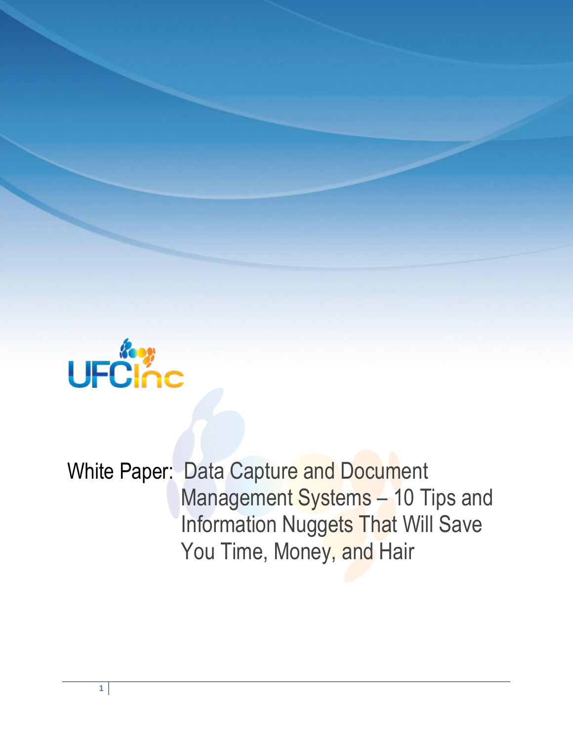UFCInc

# White Paper: Data Capture and Document Management Systems – 10 Tips and Information Nuggets That Will Save You Time, Money, and Hair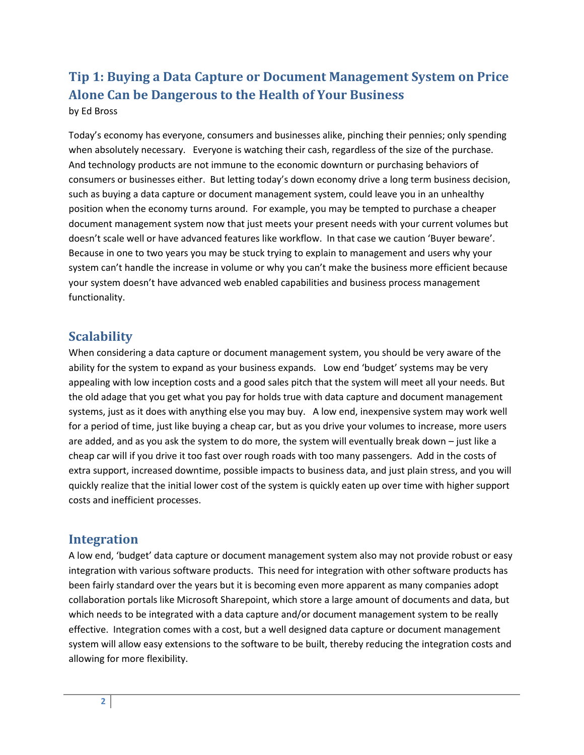## Tip 1: Buying a Data Capture or Document Management System on Price Alone Can be Dangerous to the Health of Your Business

by Ed Bross

Today's economy has everyone, consumers and businesses alike, pinching their pennies; only spending when absolutely necessary. Everyone is watching their cash, regardless of the size of the purchase. And technology products are not immune to the economic downturn or purchasing behaviors of consumers or businesses either. But letting today's down economy drive a long term business decision, such as buying a data capture or document management system, could leave you in an unhealthy position when the economy turns around. For example, you may be tempted to purchase a cheaper document management system now that just meets your present needs with your current volumes but doesn't scale well or have advanced features like workflow. In that case we caution 'Buyer beware'. Because in one to two years you may be stuck trying to explain to management and users why your system can't handle the increase in volume or why you can't make the business more efficient because your system doesn't have advanced web enabled capabilities and business process management functionality.

### Scalability

When considering a data capture or document management system, you should be very aware of the ability for the system to expand as your business expands. Low end 'budget' systems may be very appealing with low inception costs and a good sales pitch that the system will meet all your needs. But the old adage that you get what you pay for holds true with data capture and document management systems, just as it does with anything else you may buy. A low end, inexpensive system may work well for a period of time, just like buying a cheap car, but as you drive your volumes to increase, more users are added, and as you ask the system to do more, the system will eventually break down – just like a cheap car will if you drive it too fast over rough roads with too many passengers. Add in the costs of extra support, increased downtime, possible impacts to business data, and just plain stress, and you will quickly realize that the initial lower cost of the system is quickly eaten up over time with higher support costs and inefficient processes.

### Integration

A low end, 'budget' data capture or document management system also may not provide robust or easy integration with various software products. This need for integration with other software products has been fairly standard over the years but it is becoming even more apparent as many companies adopt collaboration portals like Microsoft Sharepoint, which store a large amount of documents and data, but which needs to be integrated with a data capture and/or document management system to be really effective. Integration comes with a cost, but a well designed data capture or document management system will allow easy extensions to the software to be built, thereby reducing the integration costs and allowing for more flexibility.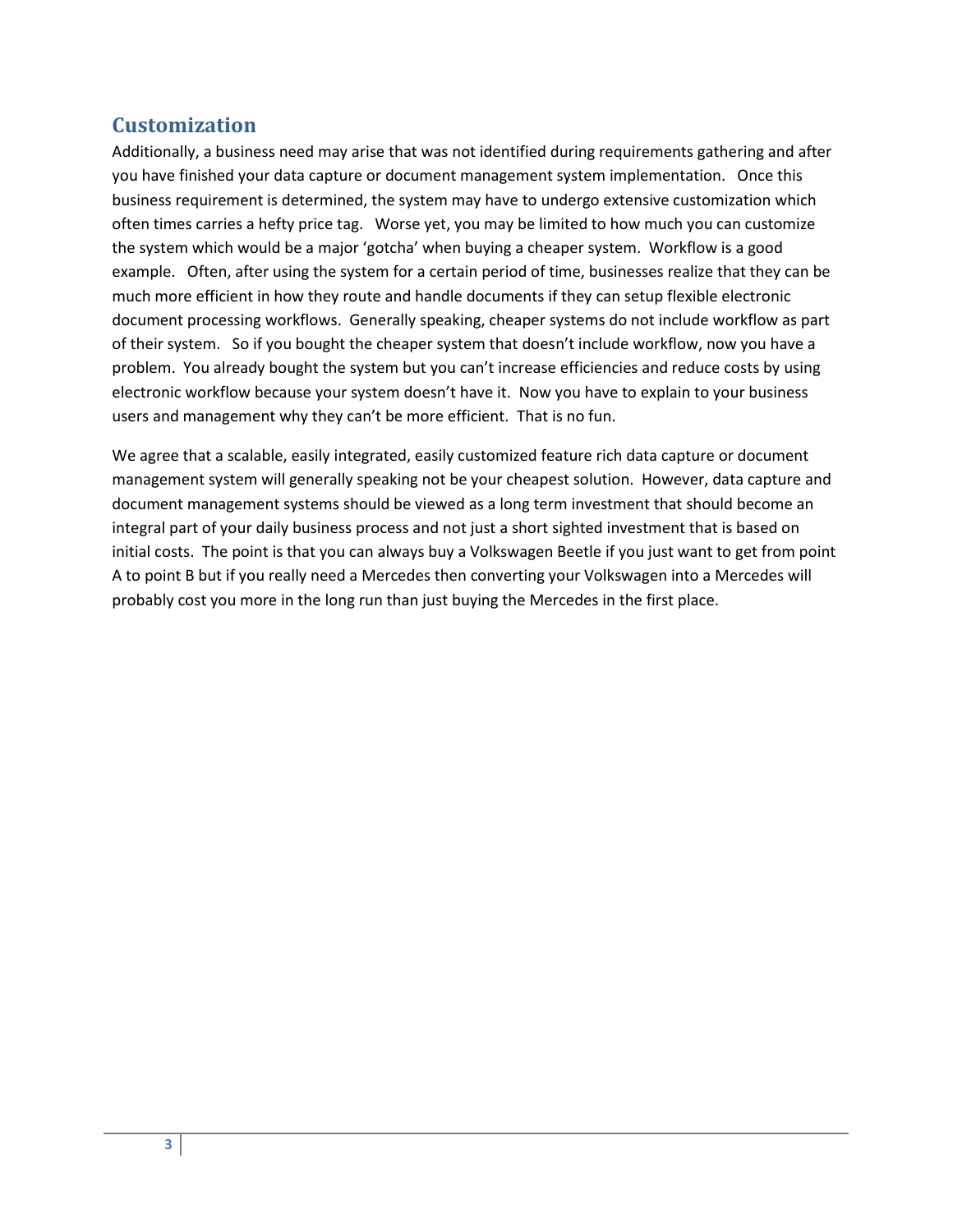## Customization

Additionally, a business need may arise that was not identified during requirements gathering and after you have finished your data capture or document management system implementation. Once this business requirement is determined, the system may have to undergo extensive customization which often times carries a hefty price tag. Worse yet, you may be limited to how much you can customize the system which would be a major 'gotcha' when buying a cheaper system. Workflow is a good example. Often, after using the system for a certain period of time, businesses realize that they can be much more efficient in how they route and handle documents if they can setup flexible electronic document processing workflows. Generally speaking, cheaper systems do not include workflow as part of their system. So if you bought the cheaper system that doesn't include workflow, now you have a problem. You already bought the system but you can't increase efficiencies and reduce costs by using electronic workflow because your system doesn't have it. Now you have to explain to your business users and management why they can't be more efficient. That is no fun.

We agree that a scalable, easily integrated, easily customized feature rich data capture or document management system will generally speaking not be your cheapest solution. However, data capture and document management systems should be viewed as a long term investment that should become an integral part of your daily business process and not just a short sighted investment that is based on initial costs. The point is that you can always buy a Volkswagen Beetle if you just want to get from point A to point B but if you really need a Mercedes then converting your Volkswagen into a Mercedes will probably cost you more in the long run than just buying the Mercedes in the first place.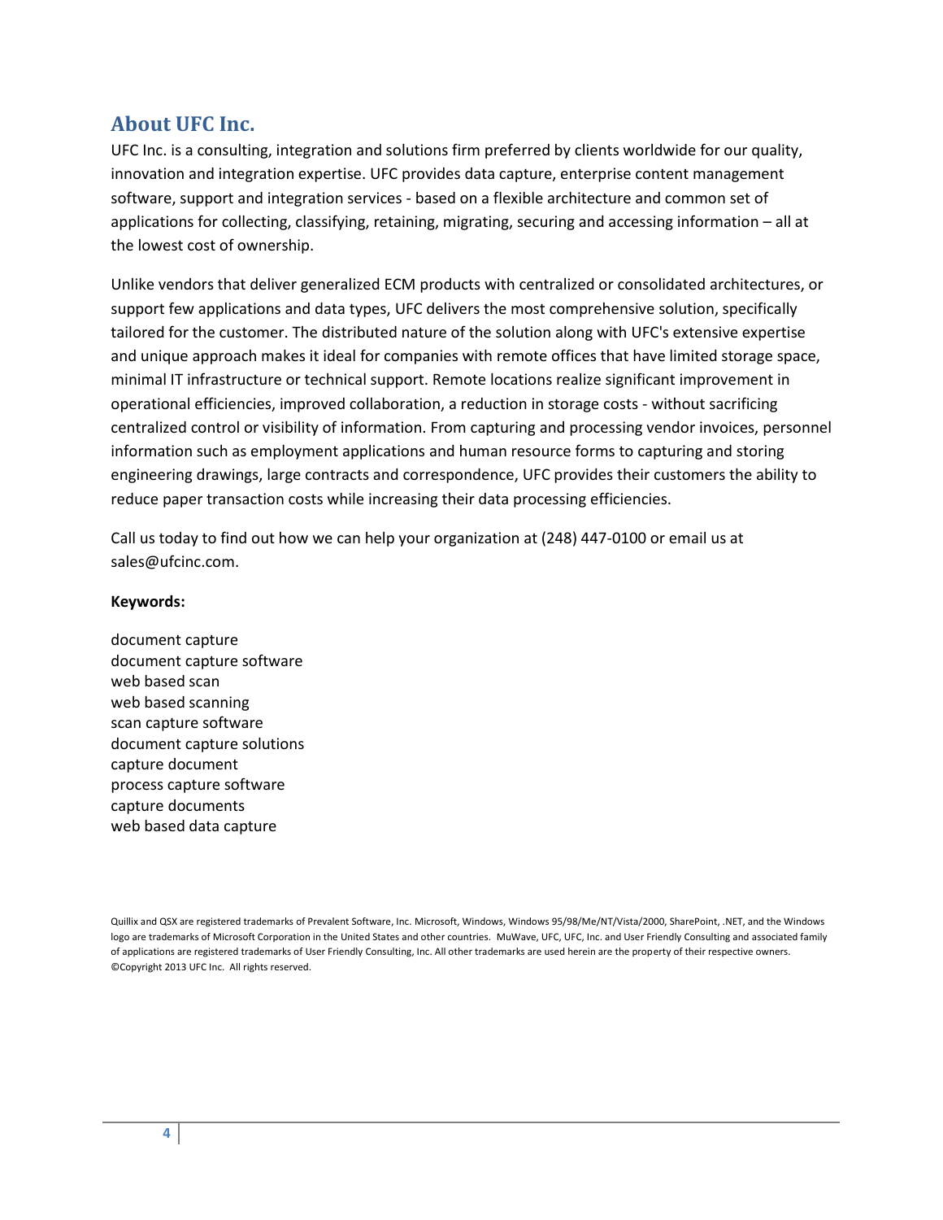## About UFC Inc.

UFC Inc. is a consulting, integration and solutions firm preferred by clients worldwide for our quality, innovation and integration expertise. UFC provides data capture, enterprise content management software, support and integration services - based on a flexible architecture and common set of applications for collecting, classifying, retaining, migrating, securing and accessing information – all at the lowest cost of ownership.

Unlike vendors that deliver generalized ECM products with centralized or consolidated architectures, or support few applications and data types, UFC delivers the most comprehensive solution, specifically tailored for the customer. The distributed nature of the solution along with UFC's extensive expertise and unique approach makes it ideal for companies with remote offices that have limited storage space, minimal IT infrastructure or technical support. Remote locations realize significant improvement in operational efficiencies, improved collaboration, a reduction in storage costs - without sacrificing centralized control or visibility of information. From capturing and processing vendor invoices, personnel information such as employment applications and human resource forms to capturing and storing engineering drawings, large contracts and correspondence, UFC provides their customers the ability to reduce paper transaction costs while increasing their data processing efficiencies.

Call us today to find out how we can help your organization at (248) 447-0100 or email us at sales@ufcinc.com.

**Keywords:**

document capture
document capture software
web based scan
web based scanning
scan capture software
document capture solutions
capture document
process capture software
capture documents
web based data capture

Quillix and QSX are registered trademarks of Prevalent Software, Inc. Microsoft, Windows, Windows 95/98/Me/NT/Vista/2000, SharePoint, .NET, and the Windows logo are trademarks of Microsoft Corporation in the United States and other countries. MuWave, UFC, UFC, Inc. and User Friendly Consulting and associated family of applications are registered trademarks of User Friendly Consulting, Inc. All other trademarks are used herein are the property of their respective owners. ©Copyright 2013 UFC Inc. All rights reserved.